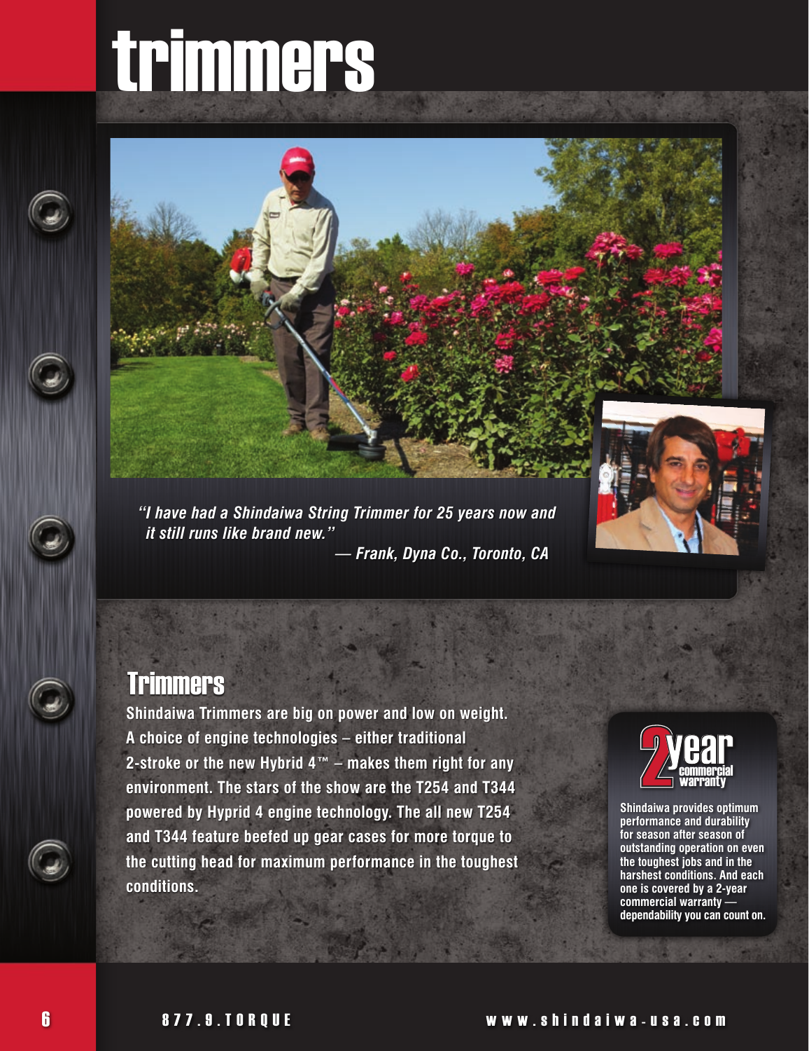# trimmers

*"I have had a Shindaiwa String Trimmer for 25 years now and it still runs like brand new."*

***— Frank, Dyna Co., Toronto, CA***

## Trimmers

**Shindaiwa Trimmers are big on power and low on weight. A choice of engine technologies – either traditional 2-stroke or the new Hybrid 4™ – makes them right for any environment. The stars of the show are the T254 and T344 powered by Hyprid 4 engine technology. The all new T254 and T344 feature beefed up gear cases for more torque to the cutting head for maximum performance in the toughest conditions.**

**2 year commercial warranty**

**Shindaiwa provides optimum performance and durability for season after season of outstanding operation on even the toughest jobs and in the harshest conditions. And each one is covered by a 2-year commercial warranty — dependability you can count on.**

877.9.TORQUE www.shindaiwa-usa.com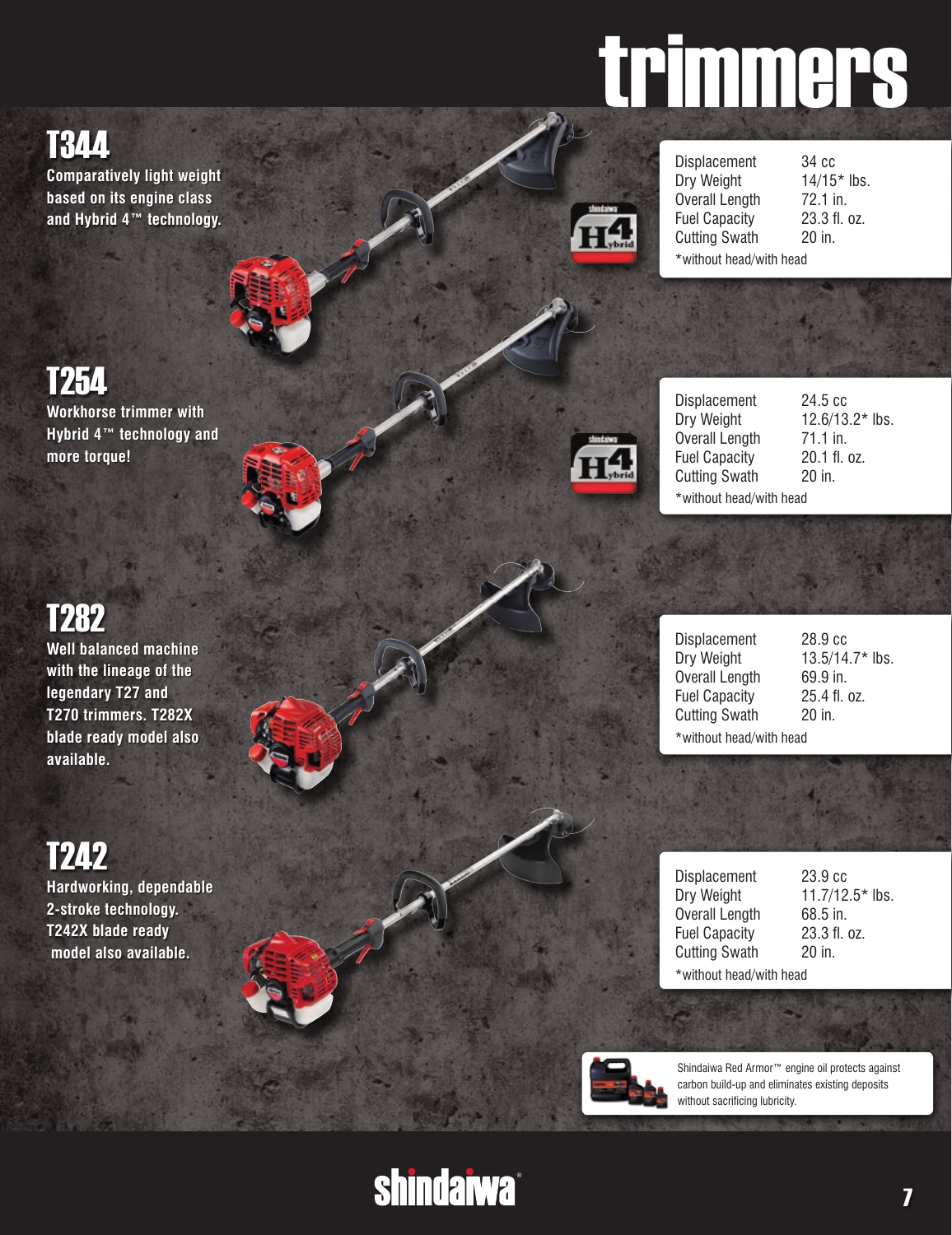# trimmers

## T344

Comparatively light weight based on its engine class and Hybrid 4™ technology.

| | |
|---|---|
| Displacement | 34 cc |
| Dry Weight | 14/15* lbs. |
| Overall Length | 72.1 in. |
| Fuel Capacity | 23.3 fl. oz. |
| Cutting Swath | 20 in. |

*without head/with head

## T254

Workhorse trimmer with Hybrid 4™ technology and more torque!

| | |
|---|---|
| Displacement | 24.5 cc |
| Dry Weight | 12.6/13.2* lbs. |
| Overall Length | 71.1 in. |
| Fuel Capacity | 20.1 fl. oz. |
| Cutting Swath | 20 in. |

*without head/with head

## T282

Well balanced machine with the lineage of the legendary T27 and T270 trimmers. T282X blade ready model also available.

| | |
|---|---|
| Displacement | 28.9 cc |
| Dry Weight | 13.5/14.7* lbs. |
| Overall Length | 69.9 in. |
| Fuel Capacity | 25.4 fl. oz. |
| Cutting Swath | 20 in. |

*without head/with head

## T242

Hardworking, dependable 2-stroke technology. T242X blade ready model also available.

| | |
|---|---|
| Displacement | 23.9 cc |
| Dry Weight | 11.7/12.5* lbs. |
| Overall Length | 68.5 in. |
| Fuel Capacity | 23.3 fl. oz. |
| Cutting Swath | 20 in. |

*without head/with head

Shindaiwa Red Armor™ engine oil protects against carbon build-up and eliminates existing deposits without sacrificing lubricity.

shindaiwa®